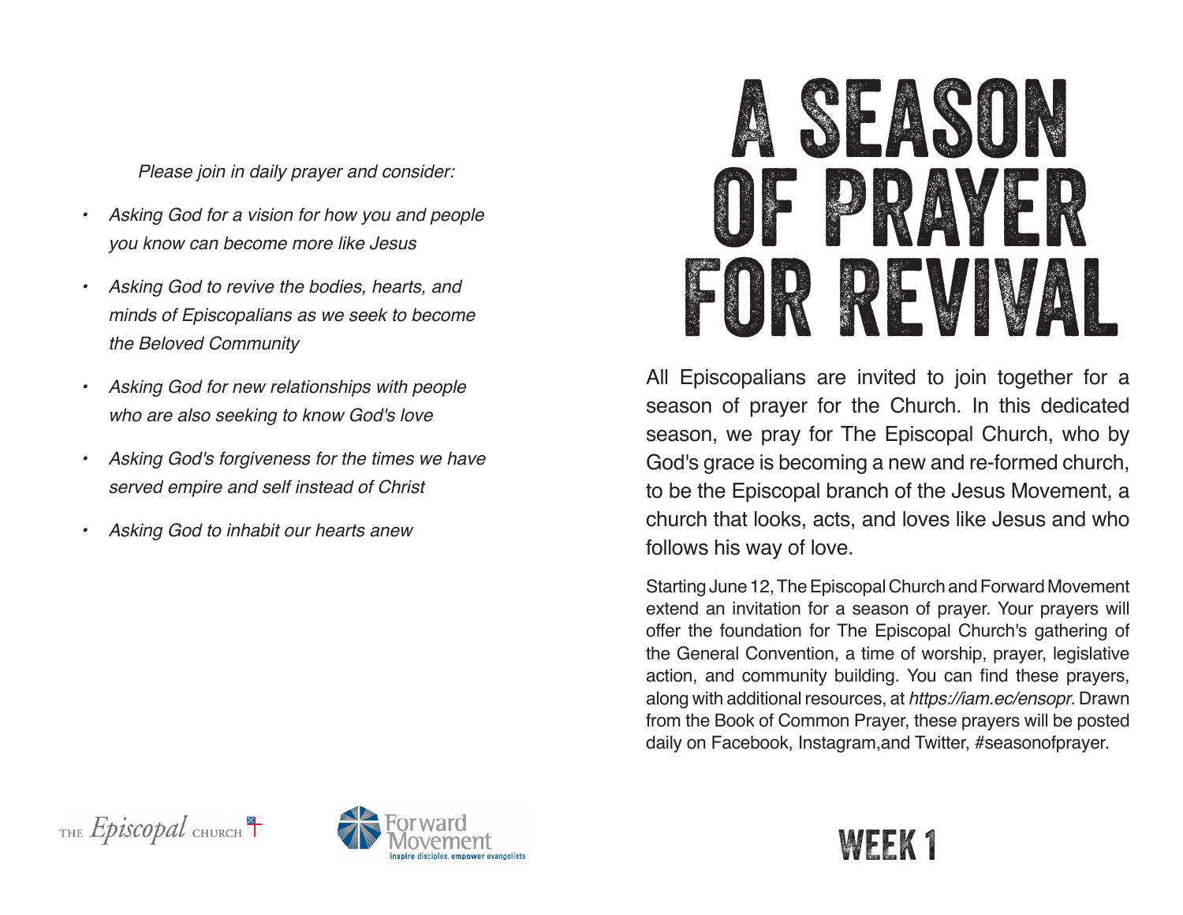*Please join in daily prayer and consider:*

- *Asking God for a vision for how you and people you know can become more like Jesus*
- *Asking God to revive the bodies, hearts, and minds of Episcopalians as we seek to become the Beloved Community*
- *Asking God for new relationships with people who are also seeking to know God's love*
- *Asking God's forgiveness for the times we have served empire and self instead of Christ*
- *Asking God to inhabit our hearts anew*

THE *Episcopal* CHURCH

Forward Movement
inspire disciples. empower evangelists

# A SEASON OF PRAYER FOR REVIVAL

All Episcopalians are invited to join together for a season of prayer for the Church. In this dedicated season, we pray for The Episcopal Church, who by God's grace is becoming a new and re-formed church, to be the Episcopal branch of the Jesus Movement, a church that looks, acts, and loves like Jesus and who follows his way of love.

Starting June 12, The Episcopal Church and Forward Movement extend an invitation for a season of prayer. Your prayers will offer the foundation for The Episcopal Church's gathering of the General Convention, a time of worship, prayer, legislative action, and community building. You can find these prayers, along with additional resources, at *https://iam.ec/ensopr*. Drawn from the Book of Common Prayer, these prayers will be posted daily on Facebook, Instagram,and Twitter, #seasonofprayer.

## WEEK 1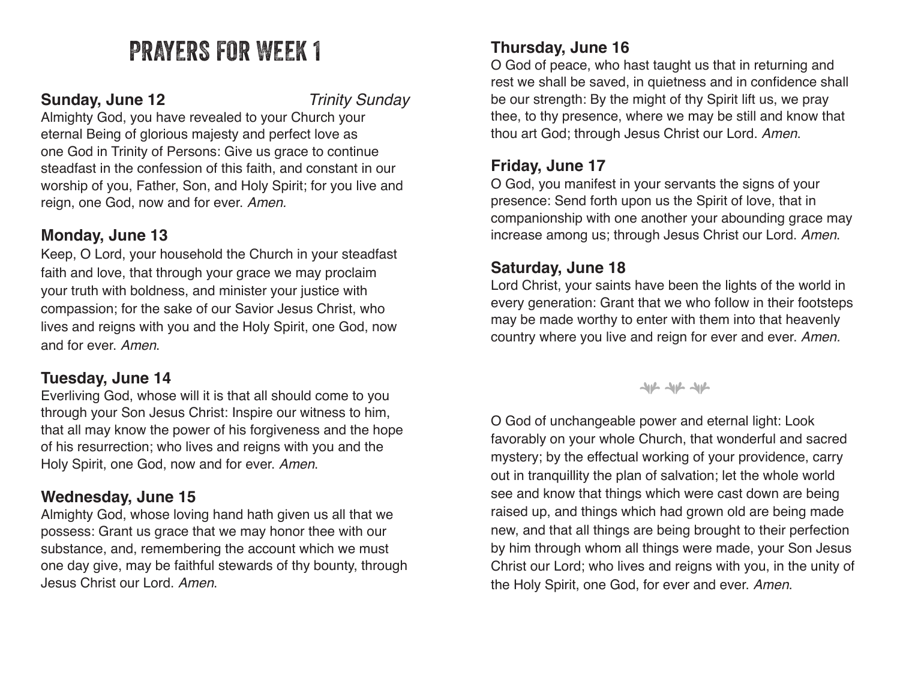# PRAYERS FOR WEEK 1

### Sunday, June 12 *Trinity Sunday*

Almighty God, you have revealed to your Church your eternal Being of glorious majesty and perfect love as one God in Trinity of Persons: Give us grace to continue steadfast in the confession of this faith, and constant in our worship of you, Father, Son, and Holy Spirit; for you live and reign, one God, now and for ever. *Amen.*

### Monday, June 13

Keep, O Lord, your household the Church in your steadfast faith and love, that through your grace we may proclaim your truth with boldness, and minister your justice with compassion; for the sake of our Savior Jesus Christ, who lives and reigns with you and the Holy Spirit, one God, now and for ever. *Amen*.

### Tuesday, June 14

Everliving God, whose will it is that all should come to you through your Son Jesus Christ: Inspire our witness to him, that all may know the power of his forgiveness and the hope of his resurrection; who lives and reigns with you and the Holy Spirit, one God, now and for ever. *Amen*.

### Wednesday, June 15

Almighty God, whose loving hand hath given us all that we possess: Grant us grace that we may honor thee with our substance, and, remembering the account which we must one day give, may be faithful stewards of thy bounty, through Jesus Christ our Lord. *Amen*.

### Thursday, June 16

O God of peace, who hast taught us that in returning and rest we shall be saved, in quietness and in confidence shall be our strength: By the might of thy Spirit lift us, we pray thee, to thy presence, where we may be still and know that thou art God; through Jesus Christ our Lord. *Amen*.

### Friday, June 17

O God, you manifest in your servants the signs of your presence: Send forth upon us the Spirit of love, that in companionship with one another your abounding grace may increase among us; through Jesus Christ our Lord. *Amen*.

### Saturday, June 18

Lord Christ, your saints have been the lights of the world in every generation: Grant that we who follow in their footsteps may be made worthy to enter with them into that heavenly country where you live and reign for ever and ever. *Amen.*

O God of unchangeable power and eternal light: Look favorably on your whole Church, that wonderful and sacred mystery; by the effectual working of your providence, carry out in tranquillity the plan of salvation; let the whole world see and know that things which were cast down are being raised up, and things which had grown old are being made new, and that all things are being brought to their perfection by him through whom all things were made, your Son Jesus Christ our Lord; who lives and reigns with you, in the unity of the Holy Spirit, one God, for ever and ever. *Amen*.